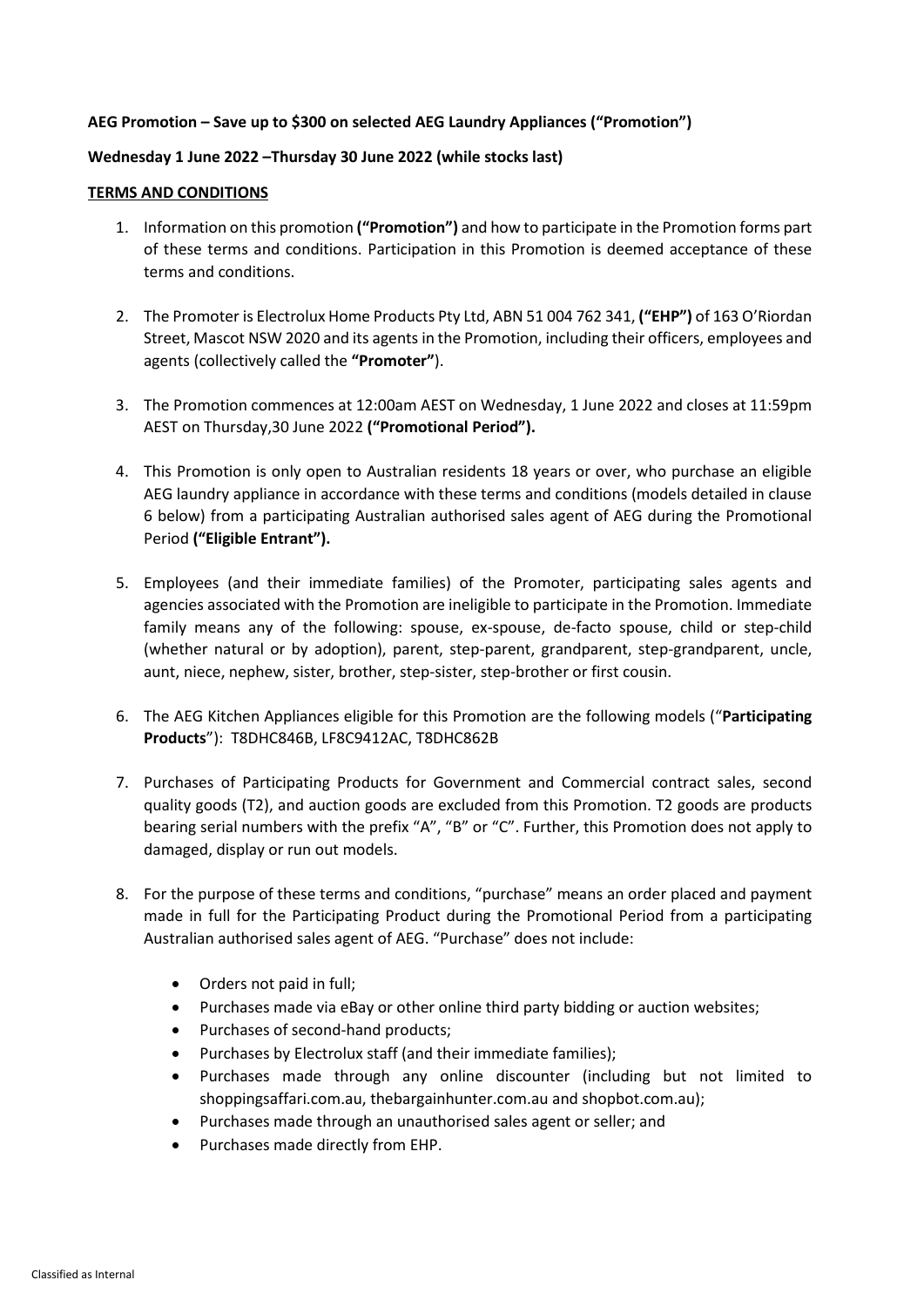**AEG Promotion – Save up to $300 on selected AEG Laundry Appliances ("Promotion")**

**Wednesday 1 June 2022 –Thursday 30 June 2022 (while stocks last)**

**TERMS AND CONDITIONS**

1. Information on this promotion **("Promotion")** and how to participate in the Promotion forms part of these terms and conditions. Participation in this Promotion is deemed acceptance of these terms and conditions.

2. The Promoter is Electrolux Home Products Pty Ltd, ABN 51 004 762 341, **("EHP")** of 163 O'Riordan Street, Mascot NSW 2020 and its agents in the Promotion, including their officers, employees and agents (collectively called the **"Promoter"**).

3. The Promotion commences at 12:00am AEST on Wednesday, 1 June 2022 and closes at 11:59pm AEST on Thursday,30 June 2022 **("Promotional Period").**

4. This Promotion is only open to Australian residents 18 years or over, who purchase an eligible AEG laundry appliance in accordance with these terms and conditions (models detailed in clause 6 below) from a participating Australian authorised sales agent of AEG during the Promotional Period **("Eligible Entrant").**

5. Employees (and their immediate families) of the Promoter, participating sales agents and agencies associated with the Promotion are ineligible to participate in the Promotion. Immediate family means any of the following: spouse, ex-spouse, de-facto spouse, child or step-child (whether natural or by adoption), parent, step-parent, grandparent, step-grandparent, uncle, aunt, niece, nephew, sister, brother, step-sister, step-brother or first cousin.

6. The AEG Kitchen Appliances eligible for this Promotion are the following models ("**Participating Products**"): T8DHC846B, LF8C9412AC, T8DHC862B

7. Purchases of Participating Products for Government and Commercial contract sales, second quality goods (T2), and auction goods are excluded from this Promotion. T2 goods are products bearing serial numbers with the prefix "A", "B" or "C". Further, this Promotion does not apply to damaged, display or run out models.

8. For the purpose of these terms and conditions, "purchase" means an order placed and payment made in full for the Participating Product during the Promotional Period from a participating Australian authorised sales agent of AEG. "Purchase" does not include:

   - Orders not paid in full;
   - Purchases made via eBay or other online third party bidding or auction websites;
   - Purchases of second-hand products;
   - Purchases by Electrolux staff (and their immediate families);
   - Purchases made through any online discounter (including but not limited to shoppingsaffari.com.au, thebargainhunter.com.au and shopbot.com.au);
   - Purchases made through an unauthorised sales agent or seller; and
   - Purchases made directly from EHP.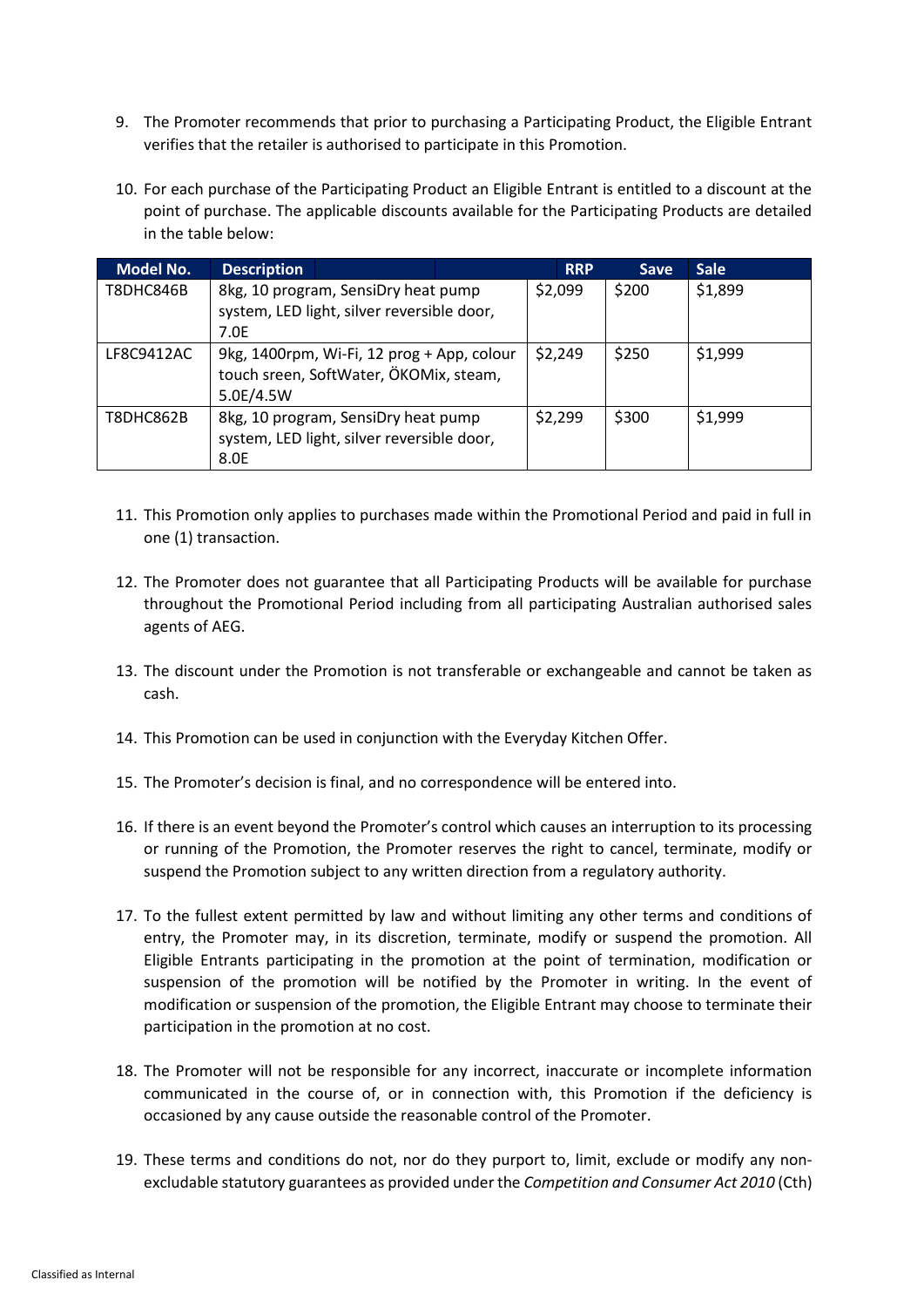9. The Promoter recommends that prior to purchasing a Participating Product, the Eligible Entrant verifies that the retailer is authorised to participate in this Promotion.

10. For each purchase of the Participating Product an Eligible Entrant is entitled to a discount at the point of purchase. The applicable discounts available for the Participating Products are detailed in the table below:

| Model No. | Description | RRP | Save | Sale |
|---|---|---|---|---|
| T8DHC846B | 8kg, 10 program, SensiDry heat pump system, LED light, silver reversible door, 7.0E | $2,099 | $200 | $1,899 |
| LF8C9412AC | 9kg, 1400rpm, Wi-Fi, 12 prog + App, colour touch sreen, SoftWater, ÖKOMix, steam, 5.0E/4.5W | $2,249 | $250 | $1,999 |
| T8DHC862B | 8kg, 10 program, SensiDry heat pump system, LED light, silver reversible door, 8.0E | $2,299 | $300 | $1,999 |

11. This Promotion only applies to purchases made within the Promotional Period and paid in full in one (1) transaction.

12. The Promoter does not guarantee that all Participating Products will be available for purchase throughout the Promotional Period including from all participating Australian authorised sales agents of AEG.

13. The discount under the Promotion is not transferable or exchangeable and cannot be taken as cash.

14. This Promotion can be used in conjunction with the Everyday Kitchen Offer.

15. The Promoter's decision is final, and no correspondence will be entered into.

16. If there is an event beyond the Promoter's control which causes an interruption to its processing or running of the Promotion, the Promoter reserves the right to cancel, terminate, modify or suspend the Promotion subject to any written direction from a regulatory authority.

17. To the fullest extent permitted by law and without limiting any other terms and conditions of entry, the Promoter may, in its discretion, terminate, modify or suspend the promotion. All Eligible Entrants participating in the promotion at the point of termination, modification or suspension of the promotion will be notified by the Promoter in writing. In the event of modification or suspension of the promotion, the Eligible Entrant may choose to terminate their participation in the promotion at no cost.

18. The Promoter will not be responsible for any incorrect, inaccurate or incomplete information communicated in the course of, or in connection with, this Promotion if the deficiency is occasioned by any cause outside the reasonable control of the Promoter.

19. These terms and conditions do not, nor do they purport to, limit, exclude or modify any non-excludable statutory guarantees as provided under the *Competition and Consumer Act 2010* (Cth)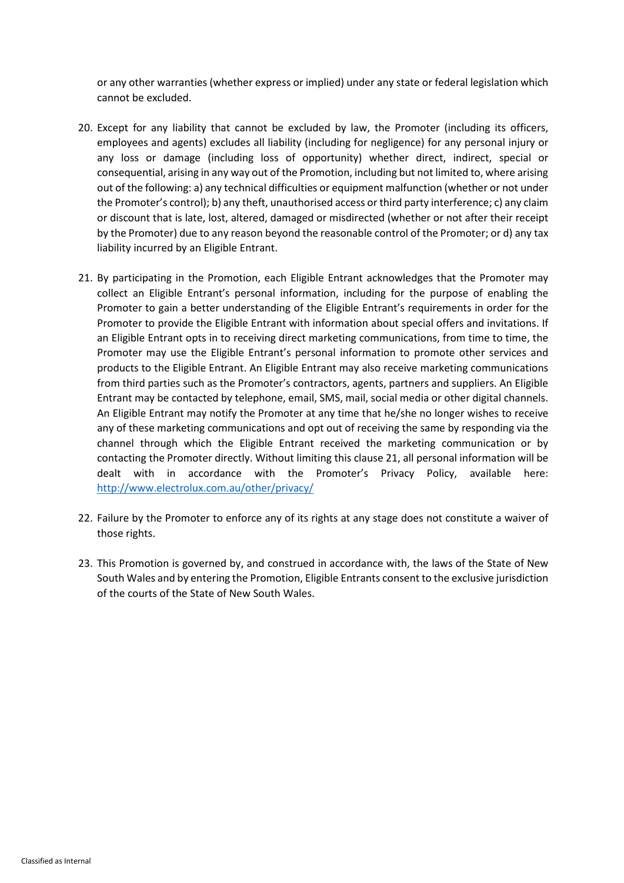or any other warranties (whether express or implied) under any state or federal legislation which cannot be excluded.

20. Except for any liability that cannot be excluded by law, the Promoter (including its officers, employees and agents) excludes all liability (including for negligence) for any personal injury or any loss or damage (including loss of opportunity) whether direct, indirect, special or consequential, arising in any way out of the Promotion, including but not limited to, where arising out of the following: a) any technical difficulties or equipment malfunction (whether or not under the Promoter's control); b) any theft, unauthorised access or third party interference; c) any claim or discount that is late, lost, altered, damaged or misdirected (whether or not after their receipt by the Promoter) due to any reason beyond the reasonable control of the Promoter; or d) any tax liability incurred by an Eligible Entrant.

21. By participating in the Promotion, each Eligible Entrant acknowledges that the Promoter may collect an Eligible Entrant's personal information, including for the purpose of enabling the Promoter to gain a better understanding of the Eligible Entrant's requirements in order for the Promoter to provide the Eligible Entrant with information about special offers and invitations. If an Eligible Entrant opts in to receiving direct marketing communications, from time to time, the Promoter may use the Eligible Entrant's personal information to promote other services and products to the Eligible Entrant. An Eligible Entrant may also receive marketing communications from third parties such as the Promoter's contractors, agents, partners and suppliers. An Eligible Entrant may be contacted by telephone, email, SMS, mail, social media or other digital channels. An Eligible Entrant may notify the Promoter at any time that he/she no longer wishes to receive any of these marketing communications and opt out of receiving the same by responding via the channel through which the Eligible Entrant received the marketing communication or by contacting the Promoter directly. Without limiting this clause 21, all personal information will be dealt with in accordance with the Promoter's Privacy Policy, available here: [http://www.electrolux.com.au/other/privacy/](http://www.electrolux.com.au/other/privacy/)

22. Failure by the Promoter to enforce any of its rights at any stage does not constitute a waiver of those rights.

23. This Promotion is governed by, and construed in accordance with, the laws of the State of New South Wales and by entering the Promotion, Eligible Entrants consent to the exclusive jurisdiction of the courts of the State of New South Wales.